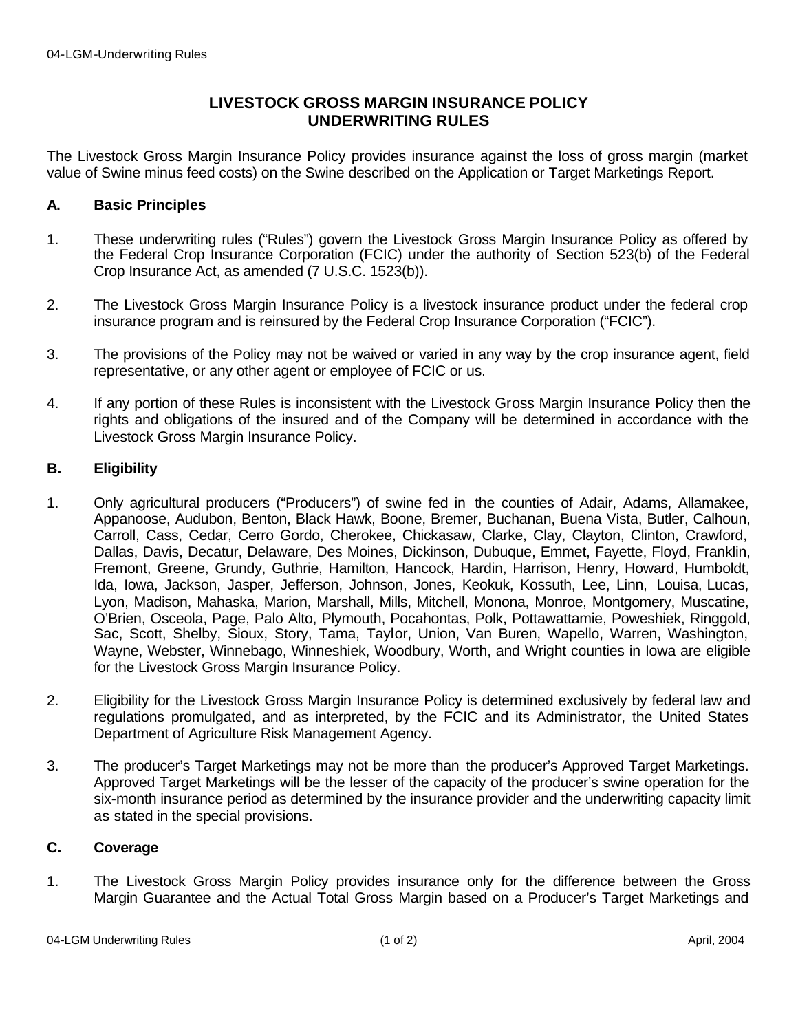# LIVESTOCK GROSS MARGIN INSURANCE POLICY UNDERWRITING RULES

The Livestock Gross Margin Insurance Policy provides insurance against the loss of gross margin (market value of Swine minus feed costs) on the Swine described on the Application or Target Marketings Report.

## A. Basic Principles

1. These underwriting rules ("Rules") govern the Livestock Gross Margin Insurance Policy as offered by the Federal Crop Insurance Corporation (FCIC) under the authority of Section 523(b) of the Federal Crop Insurance Act, as amended (7 U.S.C. 1523(b)).

2. The Livestock Gross Margin Insurance Policy is a livestock insurance product under the federal crop insurance program and is reinsured by the Federal Crop Insurance Corporation ("FCIC").

3. The provisions of the Policy may not be waived or varied in any way by the crop insurance agent, field representative, or any other agent or employee of FCIC or us.

4. If any portion of these Rules is inconsistent with the Livestock Gross Margin Insurance Policy then the rights and obligations of the insured and of the Company will be determined in accordance with the Livestock Gross Margin Insurance Policy.

## B. Eligibility

1. Only agricultural producers ("Producers") of swine fed in the counties of Adair, Adams, Allamakee, Appanoose, Audubon, Benton, Black Hawk, Boone, Bremer, Buchanan, Buena Vista, Butler, Calhoun, Carroll, Cass, Cedar, Cerro Gordo, Cherokee, Chickasaw, Clarke, Clay, Clayton, Clinton, Crawford, Dallas, Davis, Decatur, Delaware, Des Moines, Dickinson, Dubuque, Emmet, Fayette, Floyd, Franklin, Fremont, Greene, Grundy, Guthrie, Hamilton, Hancock, Hardin, Harrison, Henry, Howard, Humboldt, Ida, Iowa, Jackson, Jasper, Jefferson, Johnson, Jones, Keokuk, Kossuth, Lee, Linn, Louisa, Lucas, Lyon, Madison, Mahaska, Marion, Marshall, Mills, Mitchell, Monona, Monroe, Montgomery, Muscatine, O'Brien, Osceola, Page, Palo Alto, Plymouth, Pocahontas, Polk, Pottawattamie, Poweshiek, Ringgold, Sac, Scott, Shelby, Sioux, Story, Tama, Taylor, Union, Van Buren, Wapello, Warren, Washington, Wayne, Webster, Winnebago, Winneshiek, Woodbury, Worth, and Wright counties in Iowa are eligible for the Livestock Gross Margin Insurance Policy.

2. Eligibility for the Livestock Gross Margin Insurance Policy is determined exclusively by federal law and regulations promulgated, and as interpreted, by the FCIC and its Administrator, the United States Department of Agriculture Risk Management Agency.

3. The producer's Target Marketings may not be more than the producer's Approved Target Marketings. Approved Target Marketings will be the lesser of the capacity of the producer's swine operation for the six-month insurance period as determined by the insurance provider and the underwriting capacity limit as stated in the special provisions.

## C. Coverage

1. The Livestock Gross Margin Policy provides insurance only for the difference between the Gross Margin Guarantee and the Actual Total Gross Margin based on a Producer's Target Marketings and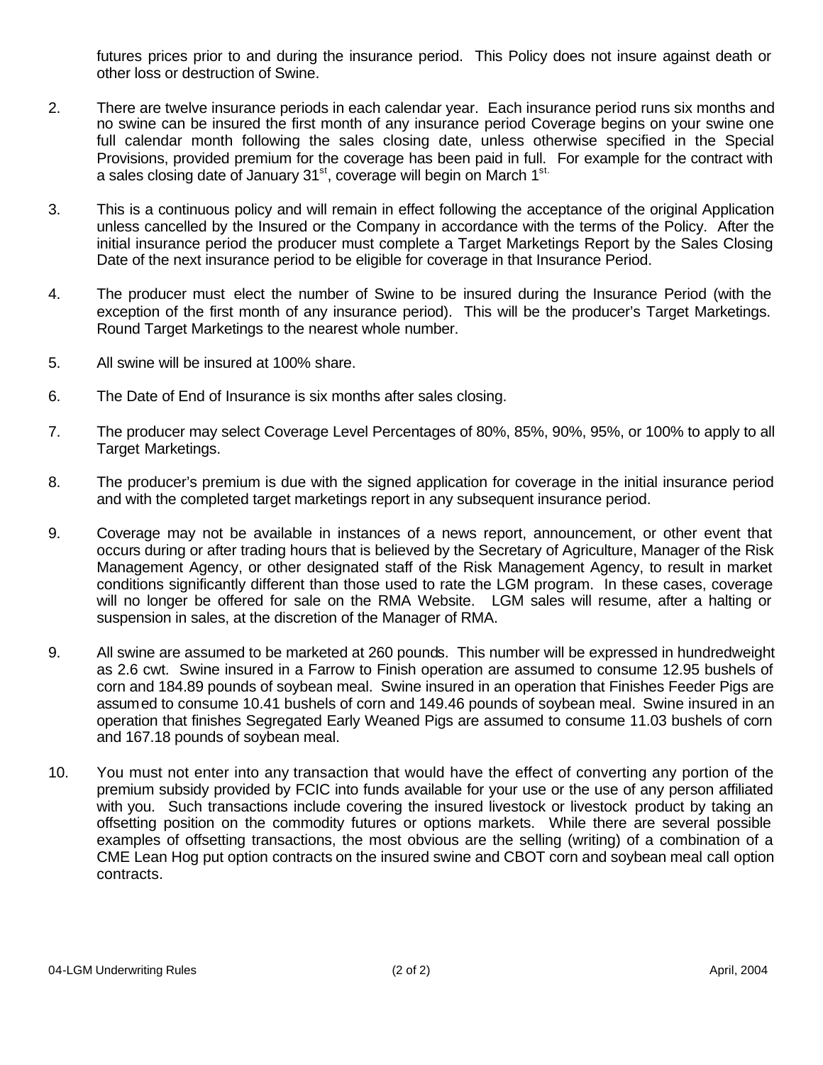futures prices prior to and during the insurance period. This Policy does not insure against death or other loss or destruction of Swine.

2. There are twelve insurance periods in each calendar year. Each insurance period runs six months and no swine can be insured the first month of any insurance period Coverage begins on your swine one full calendar month following the sales closing date, unless otherwise specified in the Special Provisions, provided premium for the coverage has been paid in full. For example for the contract with a sales closing date of January 31st, coverage will begin on March 1st.

3. This is a continuous policy and will remain in effect following the acceptance of the original Application unless cancelled by the Insured or the Company in accordance with the terms of the Policy. After the initial insurance period the producer must complete a Target Marketings Report by the Sales Closing Date of the next insurance period to be eligible for coverage in that Insurance Period.

4. The producer must elect the number of Swine to be insured during the Insurance Period (with the exception of the first month of any insurance period). This will be the producer's Target Marketings. Round Target Marketings to the nearest whole number.

5. All swine will be insured at 100% share.

6. The Date of End of Insurance is six months after sales closing.

7. The producer may select Coverage Level Percentages of 80%, 85%, 90%, 95%, or 100% to apply to all Target Marketings.

8. The producer's premium is due with the signed application for coverage in the initial insurance period and with the completed target marketings report in any subsequent insurance period.

9. Coverage may not be available in instances of a news report, announcement, or other event that occurs during or after trading hours that is believed by the Secretary of Agriculture, Manager of the Risk Management Agency, or other designated staff of the Risk Management Agency, to result in market conditions significantly different than those used to rate the LGM program. In these cases, coverage will no longer be offered for sale on the RMA Website. LGM sales will resume, after a halting or suspension in sales, at the discretion of the Manager of RMA.

9. All swine are assumed to be marketed at 260 pounds. This number will be expressed in hundredweight as 2.6 cwt. Swine insured in a Farrow to Finish operation are assumed to consume 12.95 bushels of corn and 184.89 pounds of soybean meal. Swine insured in an operation that Finishes Feeder Pigs are assumed to consume 10.41 bushels of corn and 149.46 pounds of soybean meal. Swine insured in an operation that finishes Segregated Early Weaned Pigs are assumed to consume 11.03 bushels of corn and 167.18 pounds of soybean meal.

10. You must not enter into any transaction that would have the effect of converting any portion of the premium subsidy provided by FCIC into funds available for your use or the use of any person affiliated with you. Such transactions include covering the insured livestock or livestock product by taking an offsetting position on the commodity futures or options markets. While there are several possible examples of offsetting transactions, the most obvious are the selling (writing) of a combination of a CME Lean Hog put option contracts on the insured swine and CBOT corn and soybean meal call option contracts.